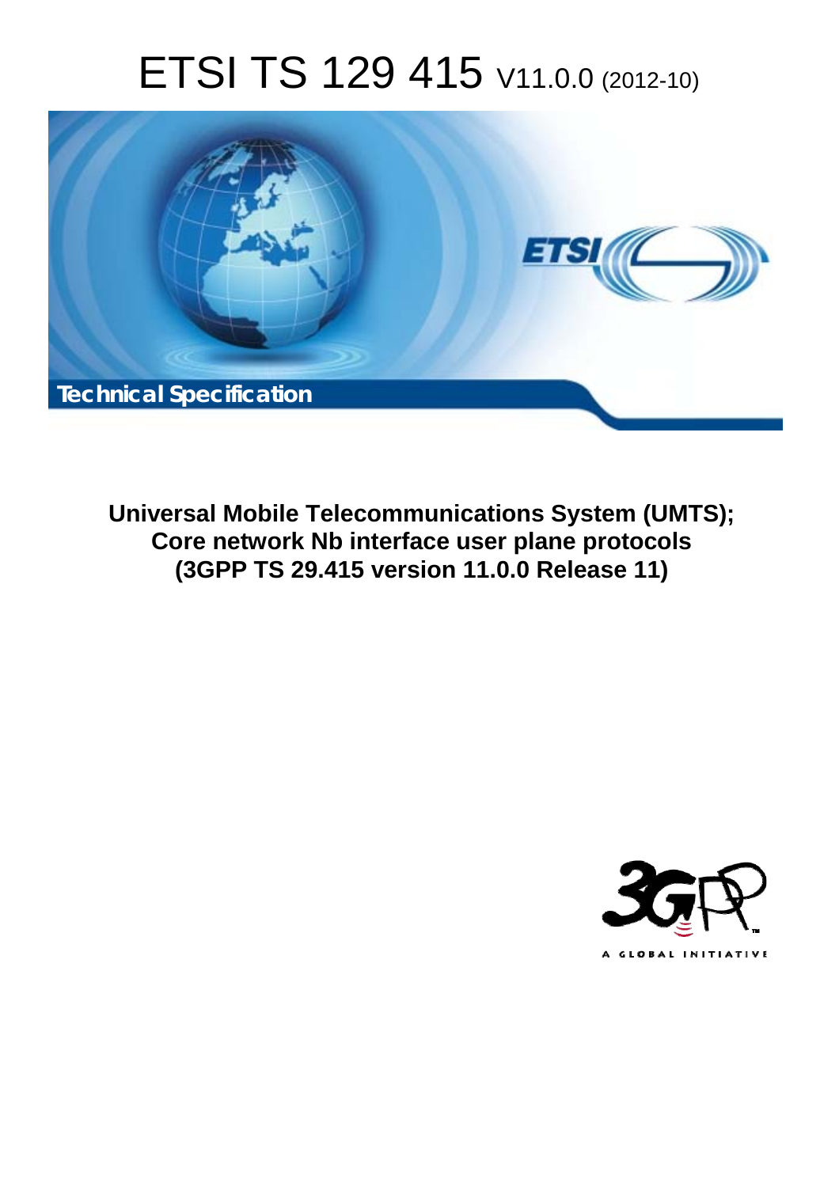# ETSI TS 129 415 V11.0.0 (2012-10)

**Technical Specification**

**Universal Mobile Telecommunications System (UMTS); Core network Nb interface user plane protocols (3GPP TS 29.415 version 11.0.0 Release 11)**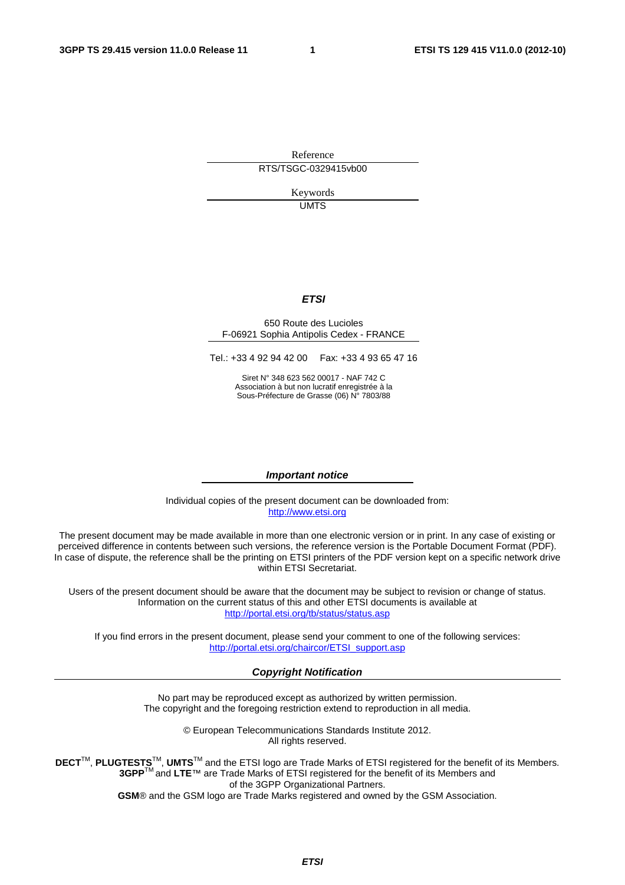Reference

RTS/TSGC-0329415vb00

Keywords

UMTS

***ETSI***

650 Route des Lucioles
F-06921 Sophia Antipolis Cedex - FRANCE

Tel.: +33 4 92 94 42 00 Fax: +33 4 93 65 47 16

Siret N° 348 623 562 00017 - NAF 742 C
Association à but non lucratif enregistrée à la
Sous-Préfecture de Grasse (06) N° 7803/88

***Important notice***

Individual copies of the present document can be downloaded from:
http://www.etsi.org

The present document may be made available in more than one electronic version or in print. In any case of existing or perceived difference in contents between such versions, the reference version is the Portable Document Format (PDF). In case of dispute, the reference shall be the printing on ETSI printers of the PDF version kept on a specific network drive within ETSI Secretariat.

Users of the present document should be aware that the document may be subject to revision or change of status. Information on the current status of this and other ETSI documents is available at
http://portal.etsi.org/tb/status/status.asp

If you find errors in the present document, please send your comment to one of the following services:
http://portal.etsi.org/chaircor/ETSI_support.asp

***Copyright Notification***

No part may be reproduced except as authorized by written permission.
The copyright and the foregoing restriction extend to reproduction in all media.

© European Telecommunications Standards Institute 2012.
All rights reserved.

**DECT**™, **PLUGTESTS**™, **UMTS**™ and the ETSI logo are Trade Marks of ETSI registered for the benefit of its Members.
**3GPP**™ and **LTE**™ are Trade Marks of ETSI registered for the benefit of its Members and of the 3GPP Organizational Partners.
**GSM**® and the GSM logo are Trade Marks registered and owned by the GSM Association.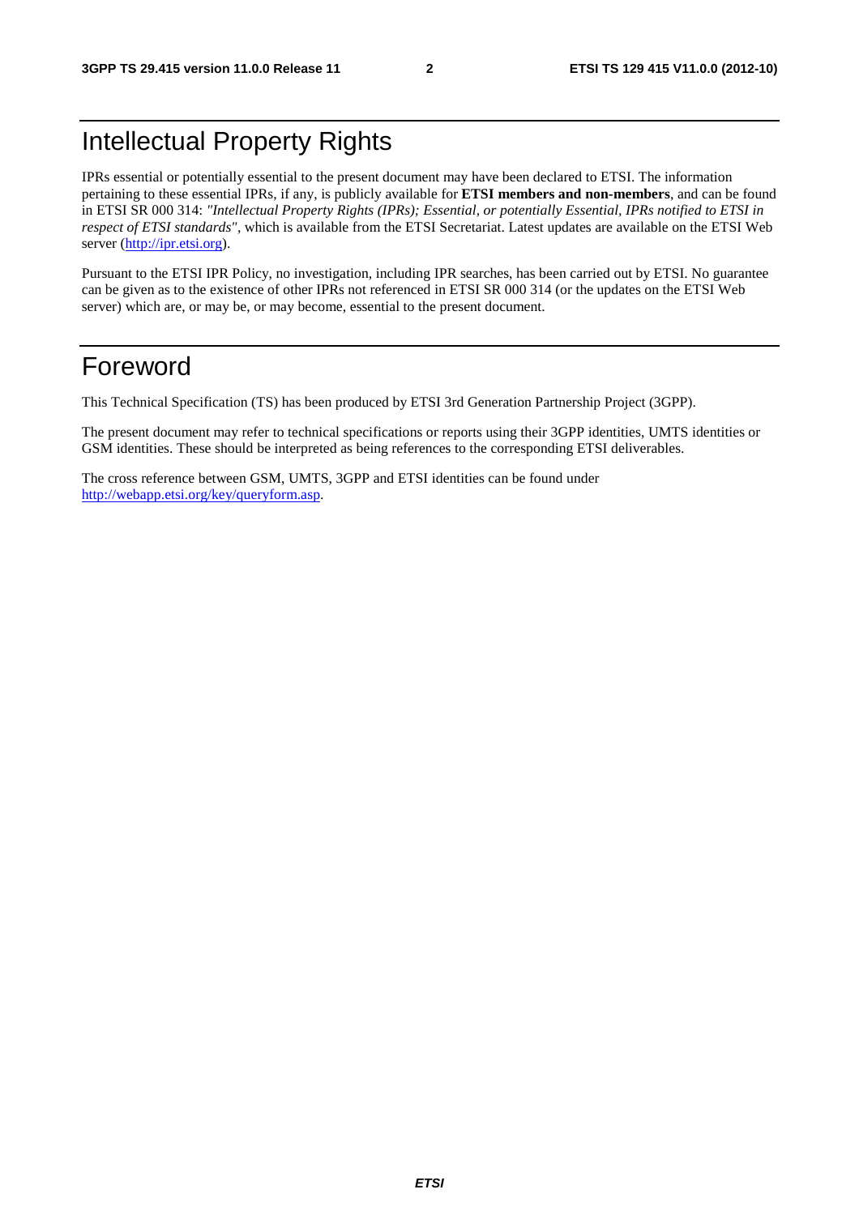# Intellectual Property Rights

IPRs essential or potentially essential to the present document may have been declared to ETSI. The information pertaining to these essential IPRs, if any, is publicly available for **ETSI members and non-members**, and can be found in ETSI SR 000 314: *"Intellectual Property Rights (IPRs); Essential, or potentially Essential, IPRs notified to ETSI in respect of ETSI standards"*, which is available from the ETSI Secretariat. Latest updates are available on the ETSI Web server (http://ipr.etsi.org).

Pursuant to the ETSI IPR Policy, no investigation, including IPR searches, has been carried out by ETSI. No guarantee can be given as to the existence of other IPRs not referenced in ETSI SR 000 314 (or the updates on the ETSI Web server) which are, or may be, or may become, essential to the present document.

# Foreword

This Technical Specification (TS) has been produced by ETSI 3rd Generation Partnership Project (3GPP).

The present document may refer to technical specifications or reports using their 3GPP identities, UMTS identities or GSM identities. These should be interpreted as being references to the corresponding ETSI deliverables.

The cross reference between GSM, UMTS, 3GPP and ETSI identities can be found under http://webapp.etsi.org/key/queryform.asp.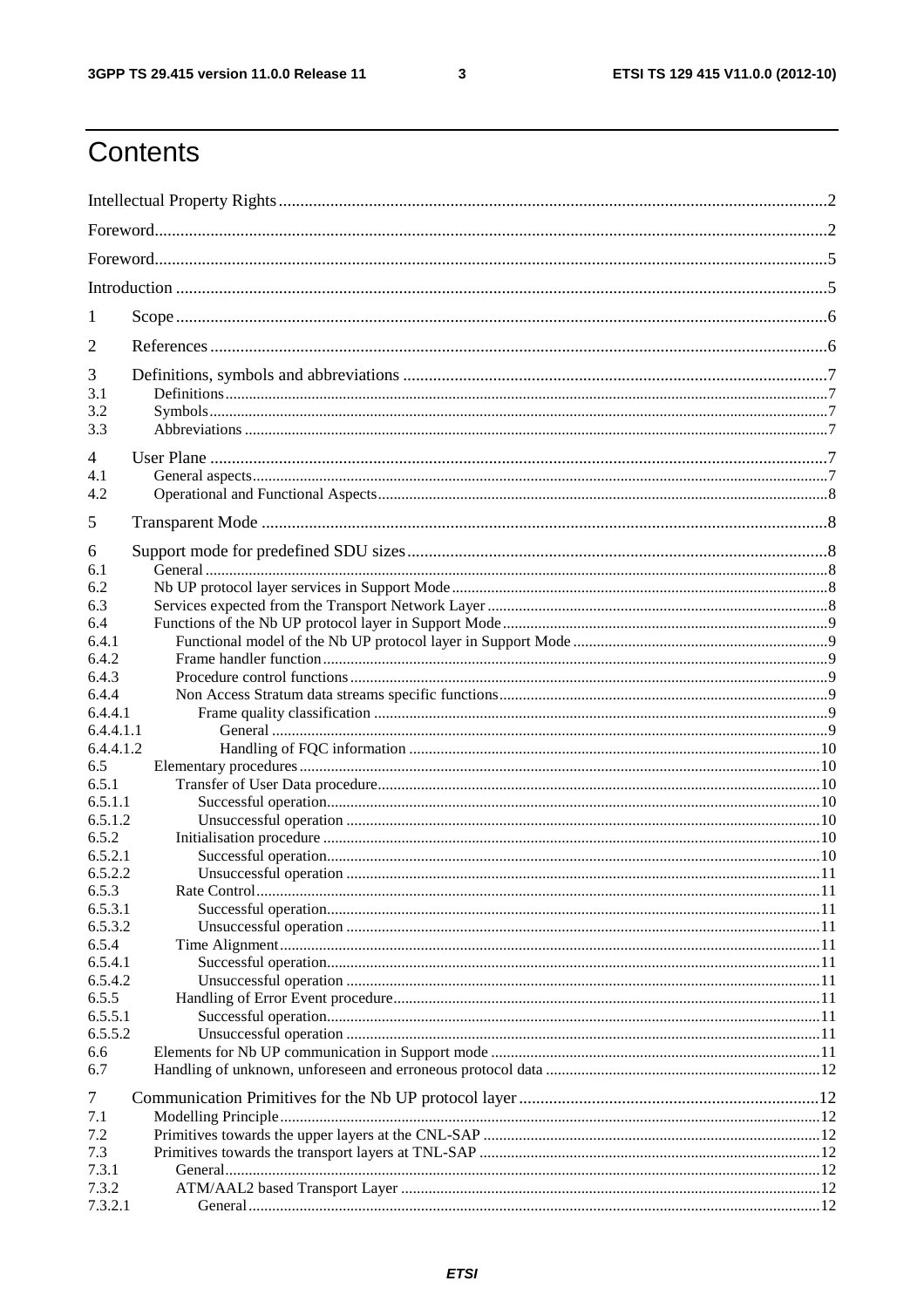# Contents

Intellectual Property Rights ....2
Foreword....2
Foreword....5
Introduction ....5

1 Scope....6

2 References....6

3 Definitions, symbols and abbreviations ....7
3.1 Definitions....7
3.2 Symbols....7
3.3 Abbreviations ....7

4 User Plane ....7
4.1 General aspects....7
4.2 Operational and Functional Aspects....8

5 Transparent Mode ....8

6 Support mode for predefined SDU sizes....8
6.1 General ....8
6.2 Nb UP protocol layer services in Support Mode....8
6.3 Services expected from the Transport Network Layer ....8
6.4 Functions of the Nb UP protocol layer in Support Mode....9
6.4.1 Functional model of the Nb UP protocol layer in Support Mode ....9
6.4.2 Frame handler function....9
6.4.3 Procedure control functions....9
6.4.4 Non Access Stratum data streams specific functions....9
6.4.4.1 Frame quality classification ....9
6.4.4.1.1 General ....9
6.4.4.1.2 Handling of FQC information ....10
6.5 Elementary procedures....10
6.5.1 Transfer of User Data procedure....10
6.5.1.1 Successful operation....10
6.5.1.2 Unsuccessful operation ....10
6.5.2 Initialisation procedure ....10
6.5.2.1 Successful operation....10
6.5.2.2 Unsuccessful operation ....11
6.5.3 Rate Control....11
6.5.3.1 Successful operation....11
6.5.3.2 Unsuccessful operation ....11
6.5.4 Time Alignment....11
6.5.4.1 Successful operation....11
6.5.4.2 Unsuccessful operation ....11
6.5.5 Handling of Error Event procedure....11
6.5.5.1 Successful operation....11
6.5.5.2 Unsuccessful operation ....11
6.6 Elements for Nb UP communication in Support mode ....11
6.7 Handling of unknown, unforeseen and erroneous protocol data ....12

7 Communication Primitives for the Nb UP protocol layer....12
7.1 Modelling Principle....12
7.2 Primitives towards the upper layers at the CNL-SAP ....12
7.3 Primitives towards the transport layers at TNL-SAP ....12
7.3.1 General....12
7.3.2 ATM/AAL2 based Transport Layer ....12
7.3.2.1 General....12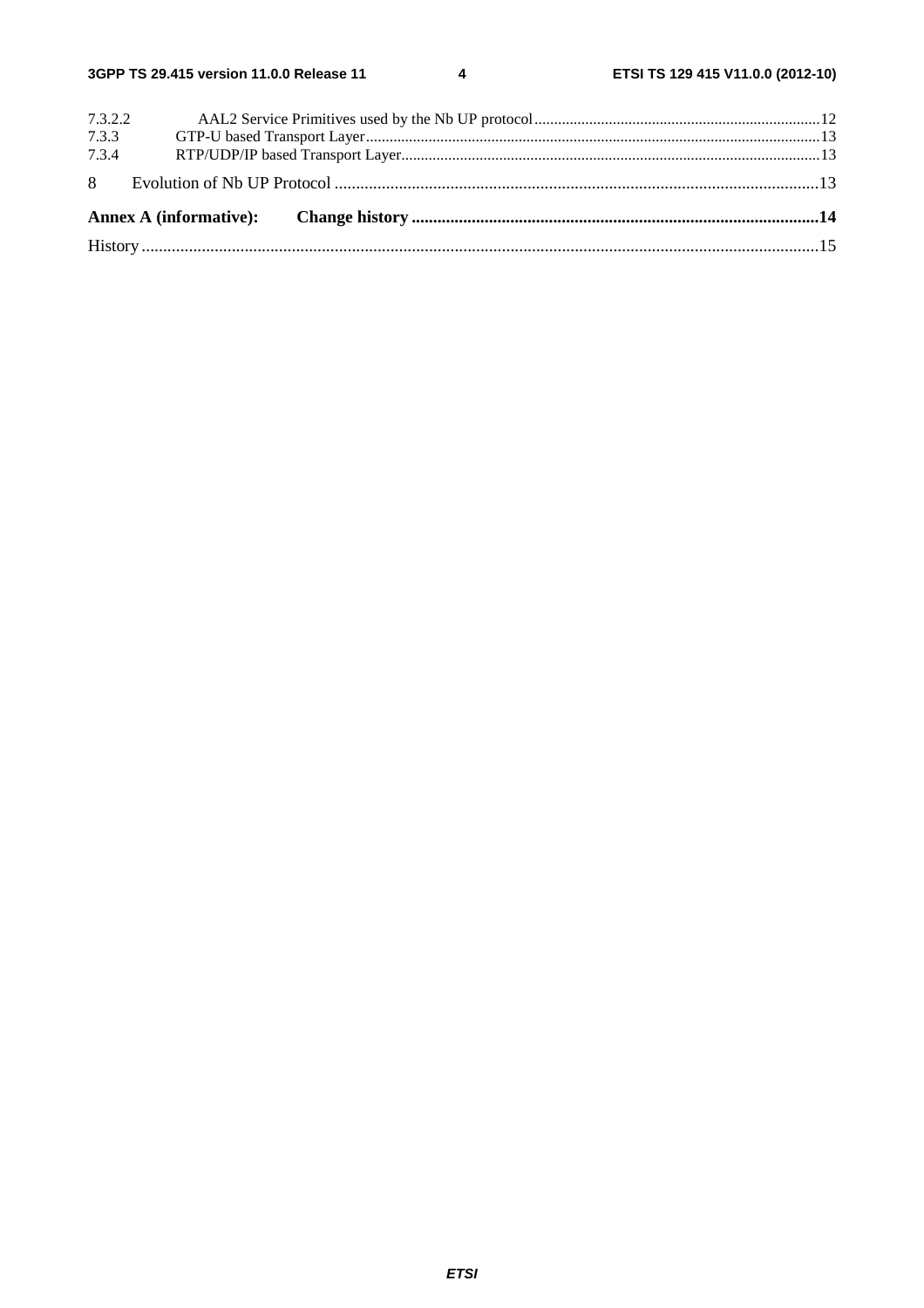7.3.2.2 AAL2 Service Primitives used by the Nb UP protocol ......................................................................... 12
7.3.3 GTP-U based Transport Layer .................................................................................................................. 13
7.3.4 RTP/UDP/IP based Transport Layer ......................................................................................................... 13

8 Evolution of Nb UP Protocol ................................................................................................................ 13

**Annex A (informative): Change history .............................................................................................. 14**

History ............................................................................................................................................................ 15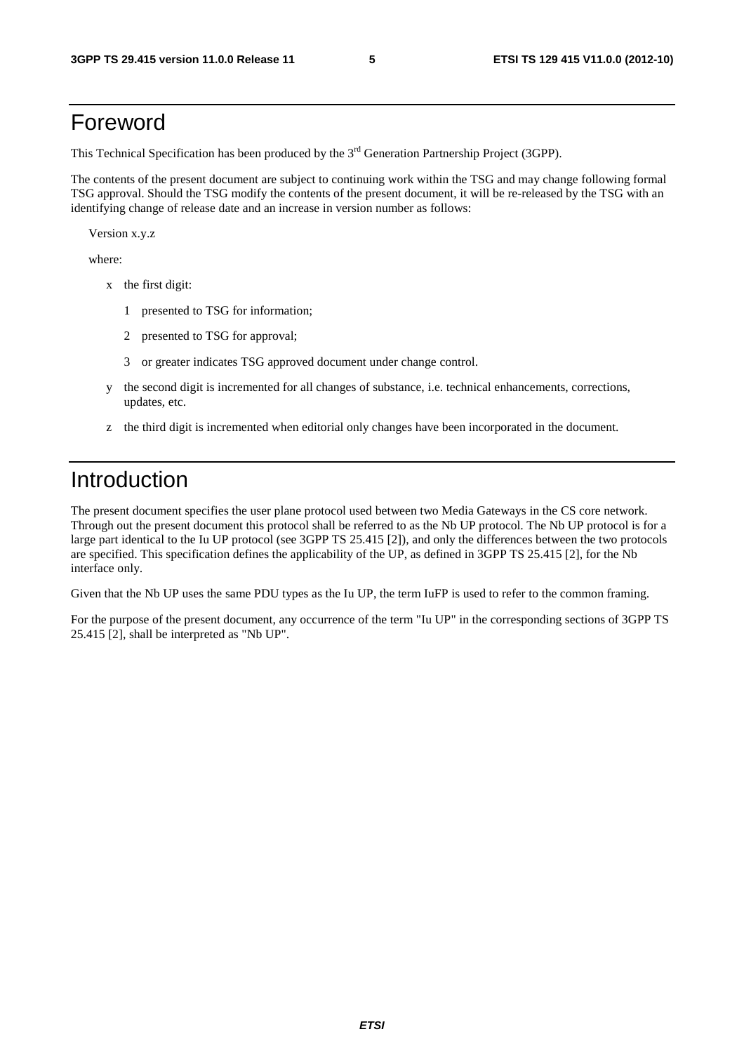# Foreword

This Technical Specification has been produced by the 3rd Generation Partnership Project (3GPP).

The contents of the present document are subject to continuing work within the TSG and may change following formal TSG approval. Should the TSG modify the contents of the present document, it will be re-released by the TSG with an identifying change of release date and an increase in version number as follows:

Version x.y.z

where:

- x the first digit:
  - 1 presented to TSG for information;
  - 2 presented to TSG for approval;
  - 3 or greater indicates TSG approved document under change control.
- y the second digit is incremented for all changes of substance, i.e. technical enhancements, corrections, updates, etc.
- z the third digit is incremented when editorial only changes have been incorporated in the document.

# Introduction

The present document specifies the user plane protocol used between two Media Gateways in the CS core network. Through out the present document this protocol shall be referred to as the Nb UP protocol. The Nb UP protocol is for a large part identical to the Iu UP protocol (see 3GPP TS 25.415 [2]), and only the differences between the two protocols are specified. This specification defines the applicability of the UP, as defined in 3GPP TS 25.415 [2], for the Nb interface only.

Given that the Nb UP uses the same PDU types as the Iu UP, the term IuFP is used to refer to the common framing.

For the purpose of the present document, any occurrence of the term "Iu UP" in the corresponding sections of 3GPP TS 25.415 [2], shall be interpreted as "Nb UP".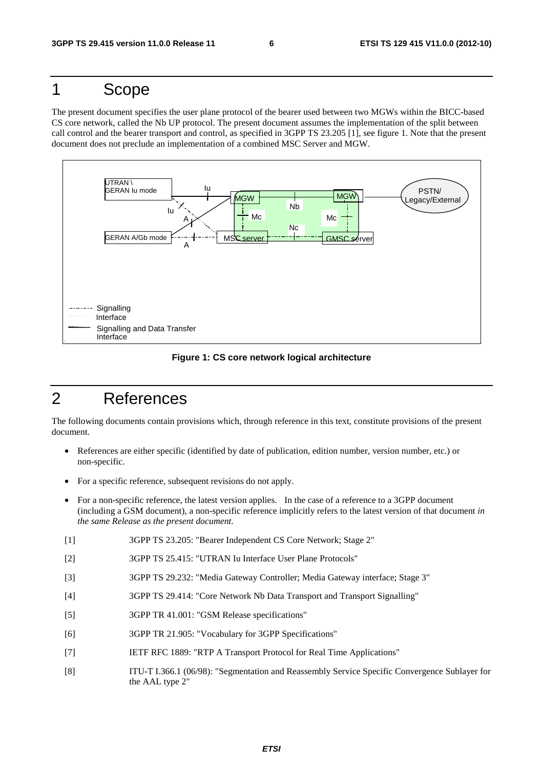# 1 Scope

The present document specifies the user plane protocol of the bearer used between two MGWs within the BICC-based CS core network, called the Nb UP protocol. The present document assumes the implementation of the split between call control and the bearer transport and control, as specified in 3GPP TS 23.205 [1], see figure 1. Note that the present document does not preclude an implementation of a combined MSC Server and MGW.

**Figure 1: CS core network logical architecture**

# 2 References

The following documents contain provisions which, through reference in this text, constitute provisions of the present document.

- References are either specific (identified by date of publication, edition number, version number, etc.) or non-specific.
- For a specific reference, subsequent revisions do not apply.
- For a non-specific reference, the latest version applies. In the case of a reference to a 3GPP document (including a GSM document), a non-specific reference implicitly refers to the latest version of that document *in the same Release as the present document.*

[1] 3GPP TS 23.205: "Bearer Independent CS Core Network; Stage 2"

[2] 3GPP TS 25.415: "UTRAN Iu Interface User Plane Protocols"

[3] 3GPP TS 29.232: "Media Gateway Controller; Media Gateway interface; Stage 3"

[4] 3GPP TS 29.414: "Core Network Nb Data Transport and Transport Signalling"

[5] 3GPP TR 41.001: "GSM Release specifications"

[6] 3GPP TR 21.905: "Vocabulary for 3GPP Specifications"

[7] IETF RFC 1889: "RTP A Transport Protocol for Real Time Applications"

[8] ITU-T I.366.1 (06/98): "Segmentation and Reassembly Service Specific Convergence Sublayer for the AAL type 2"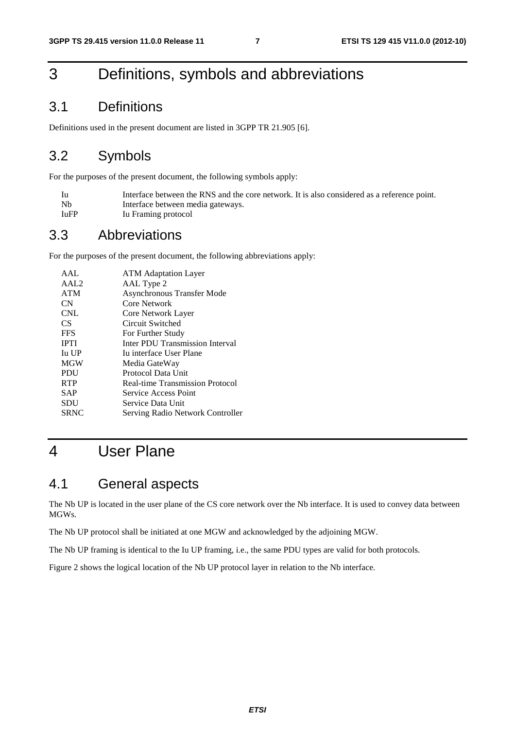# 3 Definitions, symbols and abbreviations

## 3.1 Definitions

Definitions used in the present document are listed in 3GPP TR 21.905 [6].

## 3.2 Symbols

For the purposes of the present document, the following symbols apply:

| | |
|---|---|
| Iu | Interface between the RNS and the core network. It is also considered as a reference point. |
| Nb | Interface between media gateways. |
| IuFP | Iu Framing protocol |

## 3.3 Abbreviations

For the purposes of the present document, the following abbreviations apply:

| | |
|---|---|
| AAL | ATM Adaptation Layer |
| AAL2 | AAL Type 2 |
| ATM | Asynchronous Transfer Mode |
| CN | Core Network |
| CNL | Core Network Layer |
| CS | Circuit Switched |
| FFS | For Further Study |
| IPTI | Inter PDU Transmission Interval |
| Iu UP | Iu interface User Plane |
| MGW | Media GateWay |
| PDU | Protocol Data Unit |
| RTP | Real-time Transmission Protocol |
| SAP | Service Access Point |
| SDU | Service Data Unit |
| SRNC | Serving Radio Network Controller |

# 4 User Plane

## 4.1 General aspects

The Nb UP is located in the user plane of the CS core network over the Nb interface. It is used to convey data between MGWs.

The Nb UP protocol shall be initiated at one MGW and acknowledged by the adjoining MGW.

The Nb UP framing is identical to the Iu UP framing, i.e., the same PDU types are valid for both protocols.

Figure 2 shows the logical location of the Nb UP protocol layer in relation to the Nb interface.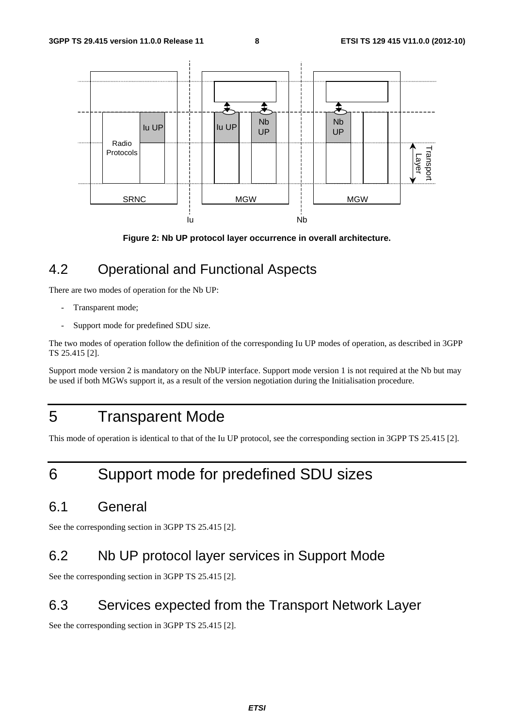Figure 2: Nb UP protocol layer occurrence in overall architecture.

## 4.2 Operational and Functional Aspects

There are two modes of operation for the Nb UP:

- Transparent mode;
- Support mode for predefined SDU size.

The two modes of operation follow the definition of the corresponding Iu UP modes of operation, as described in 3GPP TS 25.415 [2].

Support mode version 2 is mandatory on the NbUP interface. Support mode version 1 is not required at the Nb but may be used if both MGWs support it, as a result of the version negotiation during the Initialisation procedure.

# 5 Transparent Mode

This mode of operation is identical to that of the Iu UP protocol, see the corresponding section in 3GPP TS 25.415 [2].

# 6 Support mode for predefined SDU sizes

## 6.1 General

See the corresponding section in 3GPP TS 25.415 [2].

## 6.2 Nb UP protocol layer services in Support Mode

See the corresponding section in 3GPP TS 25.415 [2].

## 6.3 Services expected from the Transport Network Layer

See the corresponding section in 3GPP TS 25.415 [2].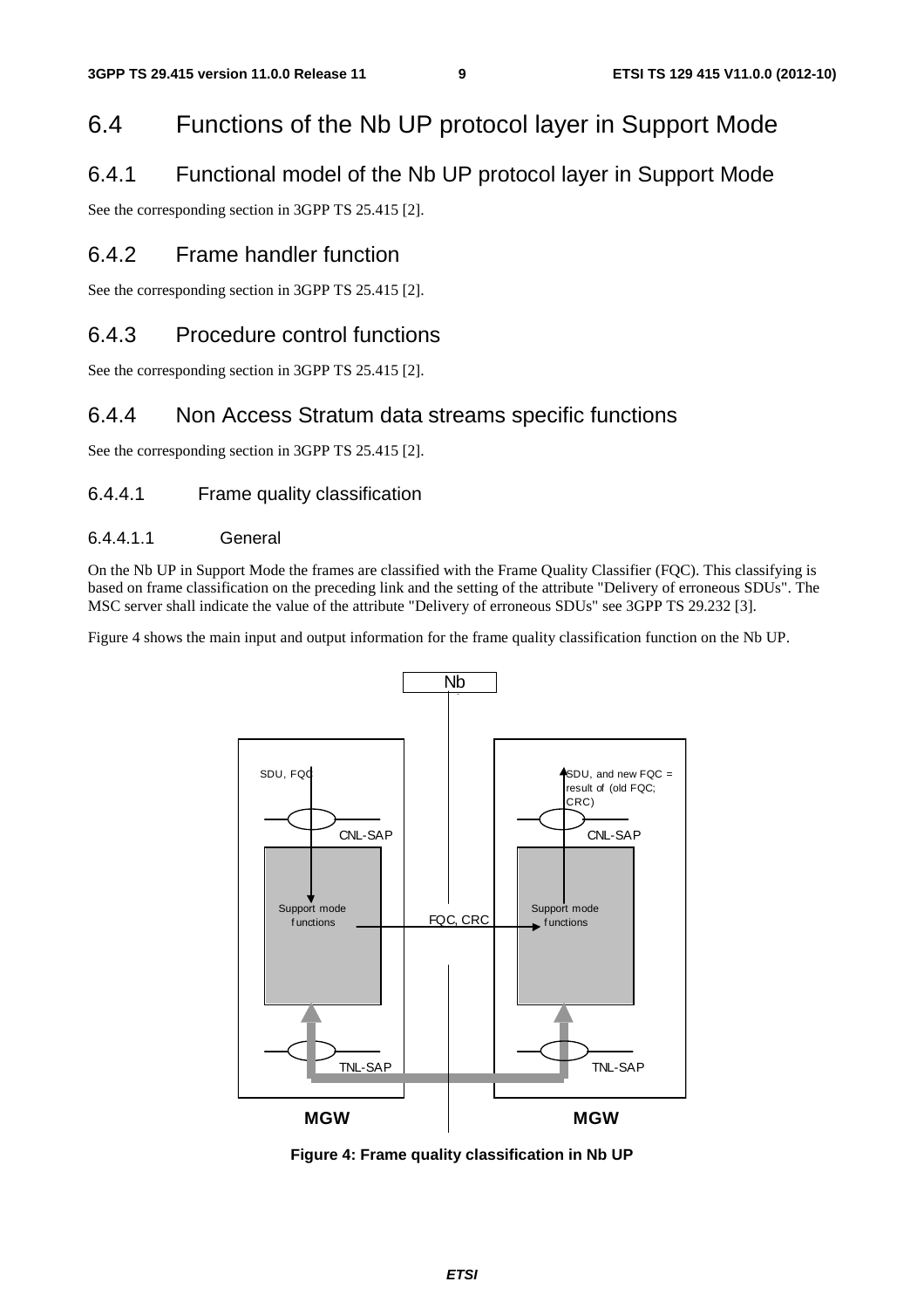## 6.4 Functions of the Nb UP protocol layer in Support Mode

### 6.4.1 Functional model of the Nb UP protocol layer in Support Mode

See the corresponding section in 3GPP TS 25.415 [2].

### 6.4.2 Frame handler function

See the corresponding section in 3GPP TS 25.415 [2].

### 6.4.3 Procedure control functions

See the corresponding section in 3GPP TS 25.415 [2].

### 6.4.4 Non Access Stratum data streams specific functions

See the corresponding section in 3GPP TS 25.415 [2].

#### 6.4.4.1 Frame quality classification

##### 6.4.4.1.1 General

On the Nb UP in Support Mode the frames are classified with the Frame Quality Classifier (FQC). This classifying is based on frame classification on the preceding link and the setting of the attribute "Delivery of erroneous SDUs". The MSC server shall indicate the value of the attribute "Delivery of erroneous SDUs" see 3GPP TS 29.232 [3].

Figure 4 shows the main input and output information for the frame quality classification function on the Nb UP.

Nb

SDU, FQC

CNL-SAP

Support mode functions

TNL-SAP

MGW

FQC, CRC

SDU, and new FQC = result of (old FQC; CRC)

CNL-SAP

Support mode functions

TNL-SAP

MGW

**Figure 4: Frame quality classification in Nb UP**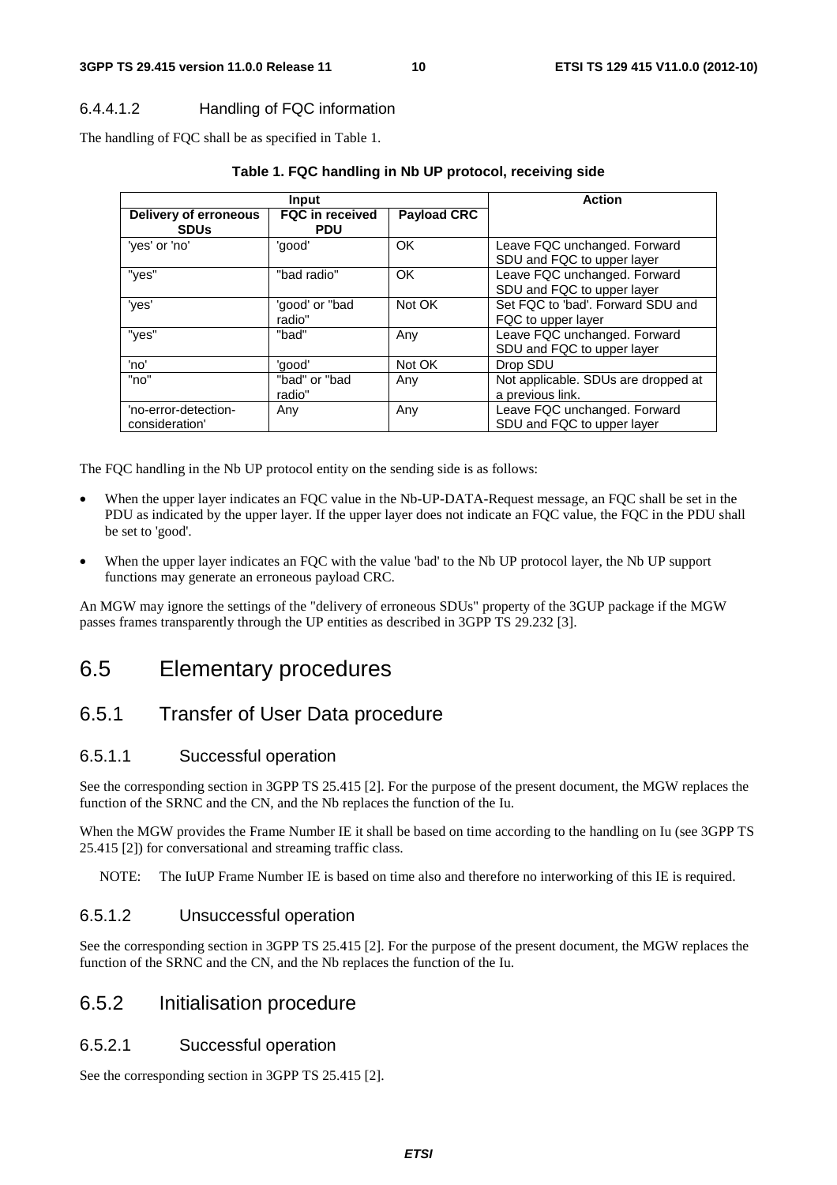#### 6.4.4.1.2 Handling of FQC information

The handling of FQC shall be as specified in Table 1.

**Table 1. FQC handling in Nb UP protocol, receiving side**

| Input | | | Action |
|---|---|---|---|
| **Delivery of erroneous SDUs** | **FQC in received PDU** | **Payload CRC** | |
| 'yes' or 'no' | 'good' | OK | Leave FQC unchanged. Forward SDU and FQC to upper layer |
| "yes" | "bad radio" | OK | Leave FQC unchanged. Forward SDU and FQC to upper layer |
| 'yes' | 'good' or "bad radio" | Not OK | Set FQC to 'bad'. Forward SDU and FQC to upper layer |
| "yes" | "bad" | Any | Leave FQC unchanged. Forward SDU and FQC to upper layer |
| 'no' | 'good' | Not OK | Drop SDU |
| "no" | "bad" or "bad radio" | Any | Not applicable. SDUs are dropped at a previous link. |
| 'no-error-detection-consideration' | Any | Any | Leave FQC unchanged. Forward SDU and FQC to upper layer |

The FQC handling in the Nb UP protocol entity on the sending side is as follows:

- When the upper layer indicates an FQC value in the Nb-UP-DATA-Request message, an FQC shall be set in the PDU as indicated by the upper layer. If the upper layer does not indicate an FQC value, the FQC in the PDU shall be set to 'good'.
- When the upper layer indicates an FQC with the value 'bad' to the Nb UP protocol layer, the Nb UP support functions may generate an erroneous payload CRC.

An MGW may ignore the settings of the "delivery of erroneous SDUs" property of the 3GUP package if the MGW passes frames transparently through the UP entities as described in 3GPP TS 29.232 [3].

## 6.5 Elementary procedures

### 6.5.1 Transfer of User Data procedure

#### 6.5.1.1 Successful operation

See the corresponding section in 3GPP TS 25.415 [2]. For the purpose of the present document, the MGW replaces the function of the SRNC and the CN, and the Nb replaces the function of the Iu.

When the MGW provides the Frame Number IE it shall be based on time according to the handling on Iu (see 3GPP TS 25.415 [2]) for conversational and streaming traffic class.

NOTE: The IuUP Frame Number IE is based on time also and therefore no interworking of this IE is required.

#### 6.5.1.2 Unsuccessful operation

See the corresponding section in 3GPP TS 25.415 [2]. For the purpose of the present document, the MGW replaces the function of the SRNC and the CN, and the Nb replaces the function of the Iu.

### 6.5.2 Initialisation procedure

#### 6.5.2.1 Successful operation

See the corresponding section in 3GPP TS 25.415 [2].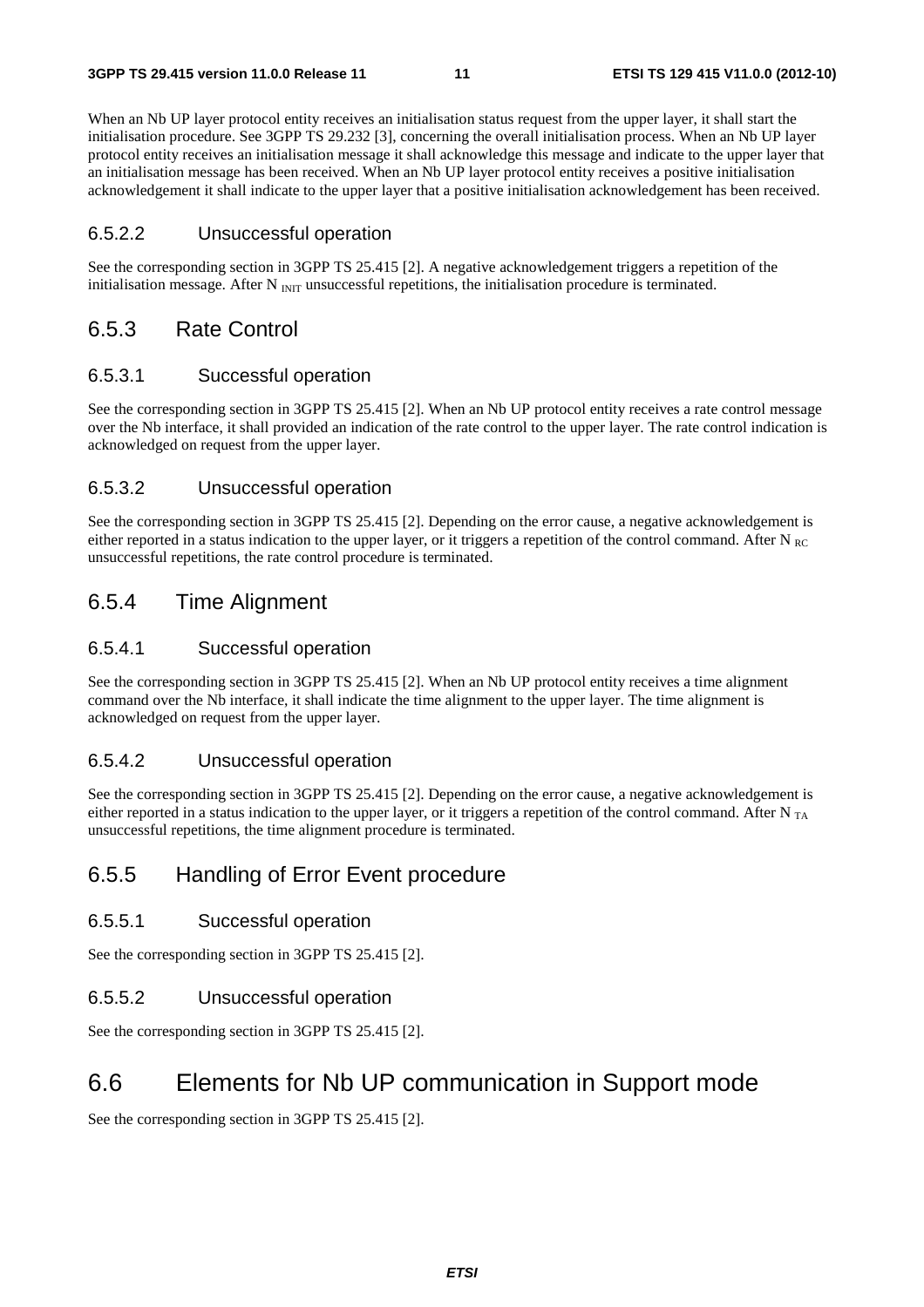When an Nb UP layer protocol entity receives an initialisation status request from the upper layer, it shall start the initialisation procedure. See 3GPP TS 29.232 [3], concerning the overall initialisation process. When an Nb UP layer protocol entity receives an initialisation message it shall acknowledge this message and indicate to the upper layer that an initialisation message has been received. When an Nb UP layer protocol entity receives a positive initialisation acknowledgement it shall indicate to the upper layer that a positive initialisation acknowledgement has been received.

#### 6.5.2.2 Unsuccessful operation

See the corresponding section in 3GPP TS 25.415 [2]. A negative acknowledgement triggers a repetition of the initialisation message. After $N_{INIT}$ unsuccessful repetitions, the initialisation procedure is terminated.

### 6.5.3 Rate Control

#### 6.5.3.1 Successful operation

See the corresponding section in 3GPP TS 25.415 [2]. When an Nb UP protocol entity receives a rate control message over the Nb interface, it shall provided an indication of the rate control to the upper layer. The rate control indication is acknowledged on request from the upper layer.

#### 6.5.3.2 Unsuccessful operation

See the corresponding section in 3GPP TS 25.415 [2]. Depending on the error cause, a negative acknowledgement is either reported in a status indication to the upper layer, or it triggers a repetition of the control command. After $N_{RC}$ unsuccessful repetitions, the rate control procedure is terminated.

### 6.5.4 Time Alignment

#### 6.5.4.1 Successful operation

See the corresponding section in 3GPP TS 25.415 [2]. When an Nb UP protocol entity receives a time alignment command over the Nb interface, it shall indicate the time alignment to the upper layer. The time alignment is acknowledged on request from the upper layer.

#### 6.5.4.2 Unsuccessful operation

See the corresponding section in 3GPP TS 25.415 [2]. Depending on the error cause, a negative acknowledgement is either reported in a status indication to the upper layer, or it triggers a repetition of the control command. After $N_{TA}$ unsuccessful repetitions, the time alignment procedure is terminated.

### 6.5.5 Handling of Error Event procedure

#### 6.5.5.1 Successful operation

See the corresponding section in 3GPP TS 25.415 [2].

#### 6.5.5.2 Unsuccessful operation

See the corresponding section in 3GPP TS 25.415 [2].

## 6.6 Elements for Nb UP communication in Support mode

See the corresponding section in 3GPP TS 25.415 [2].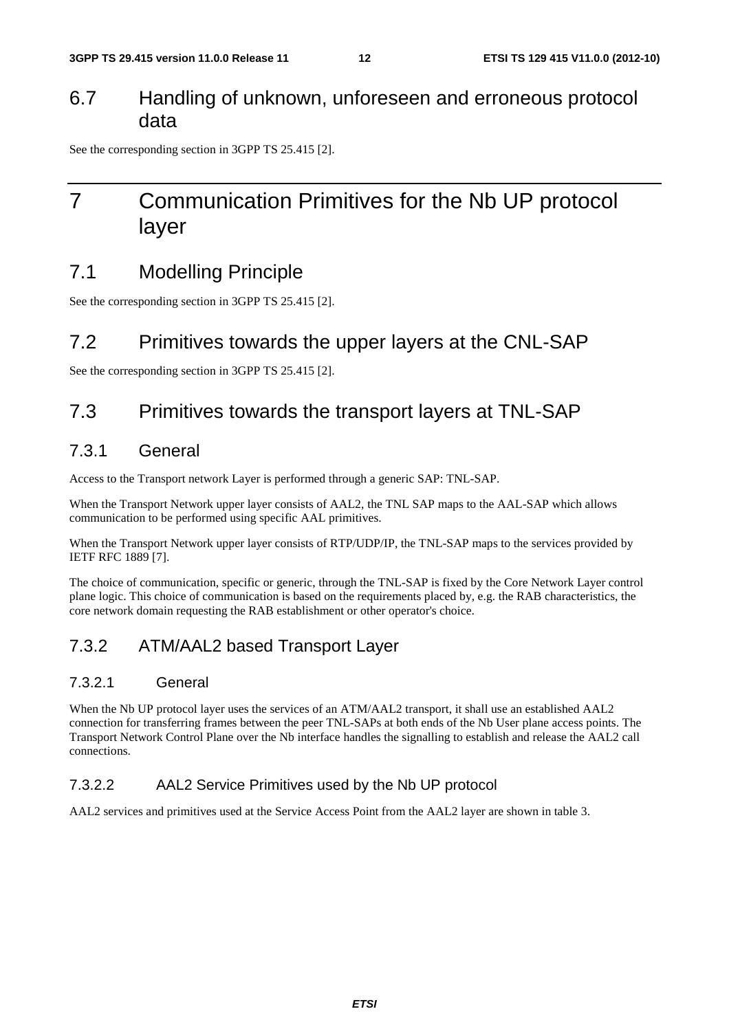## 6.7 Handling of unknown, unforeseen and erroneous protocol data

See the corresponding section in 3GPP TS 25.415 [2].

# 7 Communication Primitives for the Nb UP protocol layer

## 7.1 Modelling Principle

See the corresponding section in 3GPP TS 25.415 [2].

## 7.2 Primitives towards the upper layers at the CNL-SAP

See the corresponding section in 3GPP TS 25.415 [2].

## 7.3 Primitives towards the transport layers at TNL-SAP

### 7.3.1 General

Access to the Transport network Layer is performed through a generic SAP: TNL-SAP.

When the Transport Network upper layer consists of AAL2, the TNL SAP maps to the AAL-SAP which allows communication to be performed using specific AAL primitives.

When the Transport Network upper layer consists of RTP/UDP/IP, the TNL-SAP maps to the services provided by IETF RFC 1889 [7].

The choice of communication, specific or generic, through the TNL-SAP is fixed by the Core Network Layer control plane logic. This choice of communication is based on the requirements placed by, e.g. the RAB characteristics, the core network domain requesting the RAB establishment or other operator's choice.

### 7.3.2 ATM/AAL2 based Transport Layer

#### 7.3.2.1 General

When the Nb UP protocol layer uses the services of an ATM/AAL2 transport, it shall use an established AAL2 connection for transferring frames between the peer TNL-SAPs at both ends of the Nb User plane access points. The Transport Network Control Plane over the Nb interface handles the signalling to establish and release the AAL2 call connections.

#### 7.3.2.2 AAL2 Service Primitives used by the Nb UP protocol

AAL2 services and primitives used at the Service Access Point from the AAL2 layer are shown in table 3.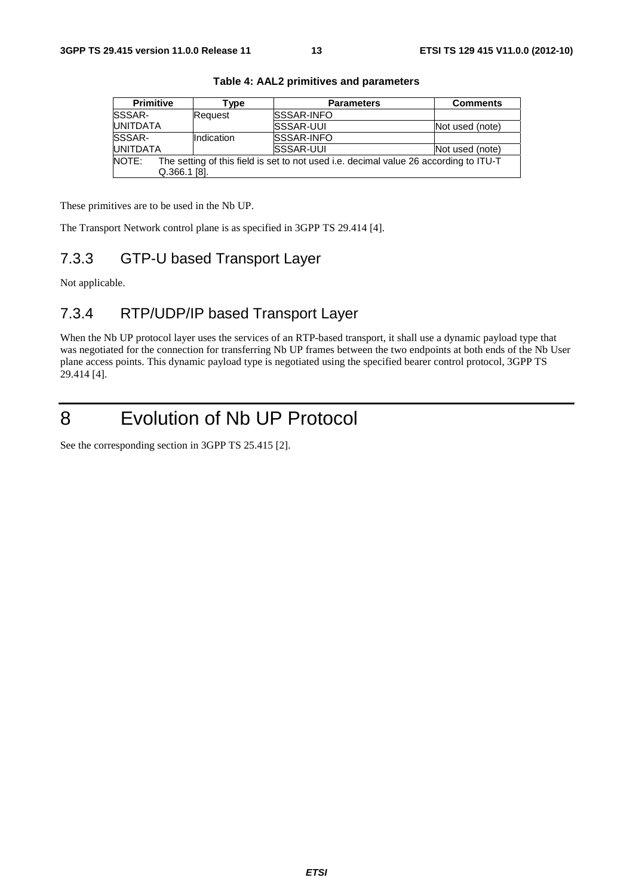**Table 4: AAL2 primitives and parameters**

| Primitive | Type | Parameters | Comments |
|---|---|---|---|
| SSSAR-UNITDATA | Request | SSSAR-INFO | |
| | | SSSAR-UUI | Not used (note) |
| SSSAR-UNITDATA | Indication | SSSAR-INFO | |
| | | SSSAR-UUI | Not used (note) |
| NOTE: The setting of this field is set to not used i.e. decimal value 26 according to ITU-T Q.366.1 [8]. | | | |

These primitives are to be used in the Nb UP.

The Transport Network control plane is as specified in 3GPP TS 29.414 [4].

### 7.3.3 GTP-U based Transport Layer

Not applicable.

### 7.3.4 RTP/UDP/IP based Transport Layer

When the Nb UP protocol layer uses the services of an RTP-based transport, it shall use a dynamic payload type that was negotiated for the connection for transferring Nb UP frames between the two endpoints at both ends of the Nb User plane access points. This dynamic payload type is negotiated using the specified bearer control protocol, 3GPP TS 29.414 [4].

# 8 Evolution of Nb UP Protocol

See the corresponding section in 3GPP TS 25.415 [2].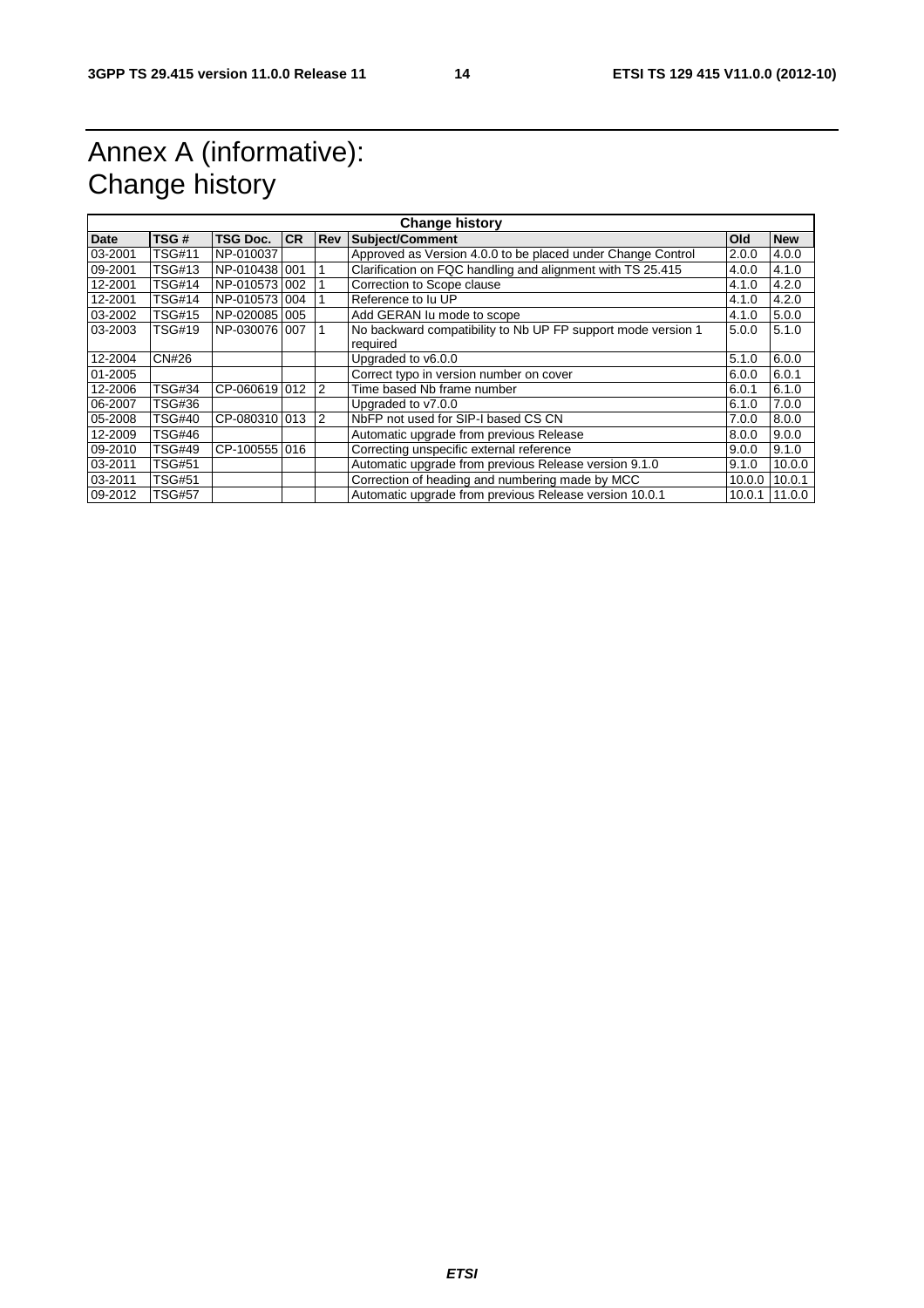# Annex A (informative): Change history

| Change history | | | | | | | |
|---|---|---|---|---|---|---|---|
| **Date** | **TSG #** | **TSG Doc.** | **CR** | **Rev** | **Subject/Comment** | **Old** | **New** |
| 03-2001 | TSG#11 | NP-010037 | | | Approved as Version 4.0.0 to be placed under Change Control | 2.0.0 | 4.0.0 |
| 09-2001 | TSG#13 | NP-010438 | 001 | 1 | Clarification on FQC handling and alignment with TS 25.415 | 4.0.0 | 4.1.0 |
| 12-2001 | TSG#14 | NP-010573 | 002 | 1 | Correction to Scope clause | 4.1.0 | 4.2.0 |
| 12-2001 | TSG#14 | NP-010573 | 004 | 1 | Reference to Iu UP | 4.1.0 | 4.2.0 |
| 03-2002 | TSG#15 | NP-020085 | 005 | | Add GERAN Iu mode to scope | 4.1.0 | 5.0.0 |
| 03-2003 | TSG#19 | NP-030076 | 007 | 1 | No backward compatibility to Nb UP FP support mode version 1 required | 5.0.0 | 5.1.0 |
| 12-2004 | CN#26 | | | | Upgraded to v6.0.0 | 5.1.0 | 6.0.0 |
| 01-2005 | | | | | Correct typo in version number on cover | 6.0.0 | 6.0.1 |
| 12-2006 | TSG#34 | CP-060619 | 012 | 2 | Time based Nb frame number | 6.0.1 | 6.1.0 |
| 06-2007 | TSG#36 | | | | Upgraded to v7.0.0 | 6.1.0 | 7.0.0 |
| 05-2008 | TSG#40 | CP-080310 | 013 | 2 | NbFP not used for SIP-I based CS CN | 7.0.0 | 8.0.0 |
| 12-2009 | TSG#46 | | | | Automatic upgrade from previous Release | 8.0.0 | 9.0.0 |
| 09-2010 | TSG#49 | CP-100555 | 016 | | Correcting unspecific external reference | 9.0.0 | 9.1.0 |
| 03-2011 | TSG#51 | | | | Automatic upgrade from previous Release version 9.1.0 | 9.1.0 | 10.0.0 |
| 03-2011 | TSG#51 | | | | Correction of heading and numbering made by MCC | 10.0.0 | 10.0.1 |
| 09-2012 | TSG#57 | | | | Automatic upgrade from previous Release version 10.0.1 | 10.0.1 | 11.0.0 |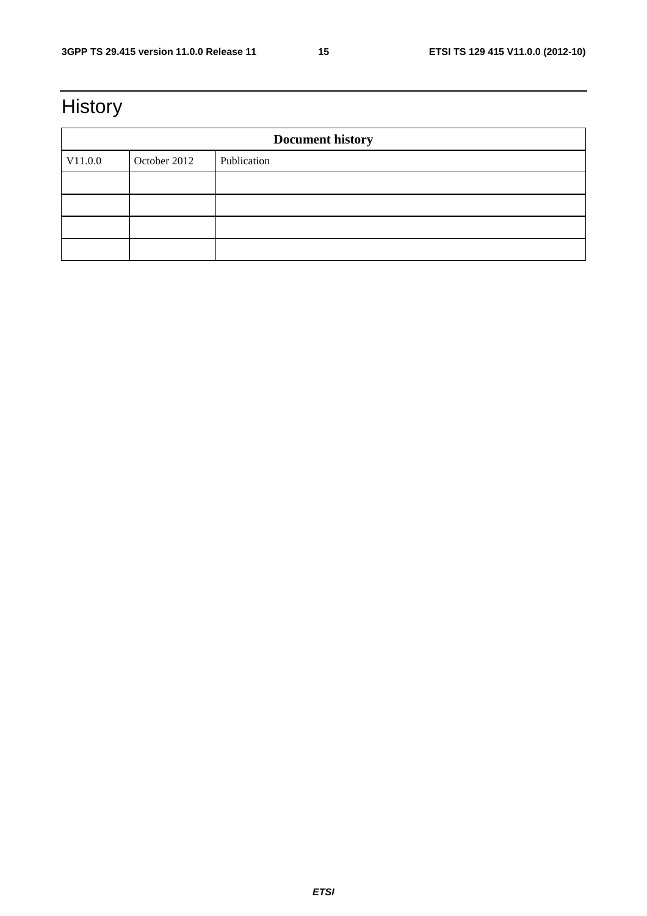# History

| Document history | | |
|---|---|---|
| V11.0.0 | October 2012 | Publication |
| | | |
| | | |
| | | |
| | | |